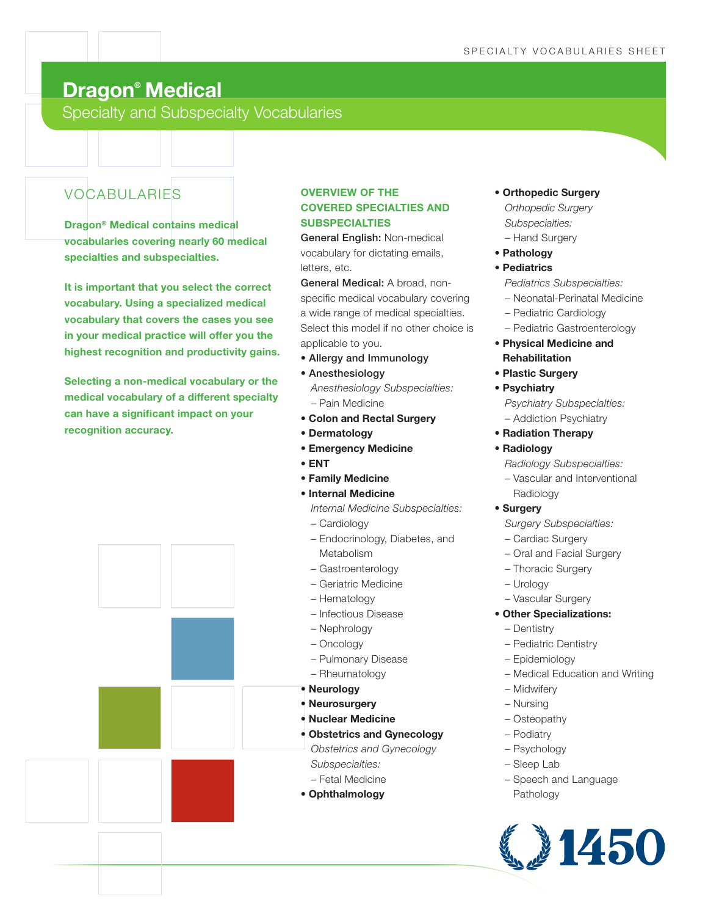# Dragon® Medical

## Specialty and Subspecialty Vocabularies

## VOCABULARIES

**Dragon® Medical contains medical vocabularies covering nearly 60 medical specialties and subspecialties.**

**It is important that you select the correct vocabulary. Using a specialized medical vocabulary that covers the cases you see in your medical practice will offer you the highest recognition and productivity gains.**

**Selecting a non-medical vocabulary or the medical vocabulary of a different specialty can have a significant impact on your recognition accuracy.**

### OVERVIEW OF THE COVERED SPECIALTIES AND SUBSPECIALTIES

**General English:** Non-medical vocabulary for dictating emails, letters, etc.

**General Medical:** A broad, non-specific medical vocabulary covering a wide range of medical specialties. Select this model if no other choice is applicable to you.

- **Allergy and Immunology**
- **Anesthesiology**
  *Anesthesiology Subspecialties:*
  – Pain Medicine
- **Colon and Rectal Surgery**
- **Dermatology**
- **Emergency Medicine**
- **ENT**
- **Family Medicine**
- **Internal Medicine**
  *Internal Medicine Subspecialties:*
  – Cardiology
  – Endocrinology, Diabetes, and Metabolism
  – Gastroenterology
  – Geriatric Medicine
  – Hematology
  – Infectious Disease
  – Nephrology
  – Oncology
  – Pulmonary Disease
  – Rheumatology
- **Neurology**
- **Neurosurgery**
- **Nuclear Medicine**
- **Obstetrics and Gynecology**
  *Obstetrics and Gynecology Subspecialties:*
  – Fetal Medicine
- **Ophthalmology**
- **Orthopedic Surgery**
  *Orthopedic Surgery Subspecialties:*
  – Hand Surgery
- **Pathology**
- **Pediatrics**
  *Pediatrics Subspecialties:*
  – Neonatal-Perinatal Medicine
  – Pediatric Cardiology
  – Pediatric Gastroenterology
- **Physical Medicine and Rehabilitation**
- **Plastic Surgery**
- **Psychiatry**
  *Psychiatry Subspecialties:*
  – Addiction Psychiatry
- **Radiation Therapy**
- **Radiology**
  *Radiology Subspecialties:*
  – Vascular and Interventional Radiology
- **Surgery**
  *Surgery Subspecialties:*
  – Cardiac Surgery
  – Oral and Facial Surgery
  – Thoracic Surgery
  – Urology
  – Vascular Surgery
- **Other Specializations:**
  – Dentistry
  – Pediatric Dentistry
  – Epidemiology
  – Medical Education and Writing
  – Midwifery
  – Nursing
  – Osteopathy
  – Podiatry
  – Psychology
  – Sleep Lab
  – Speech and Language Pathology

1450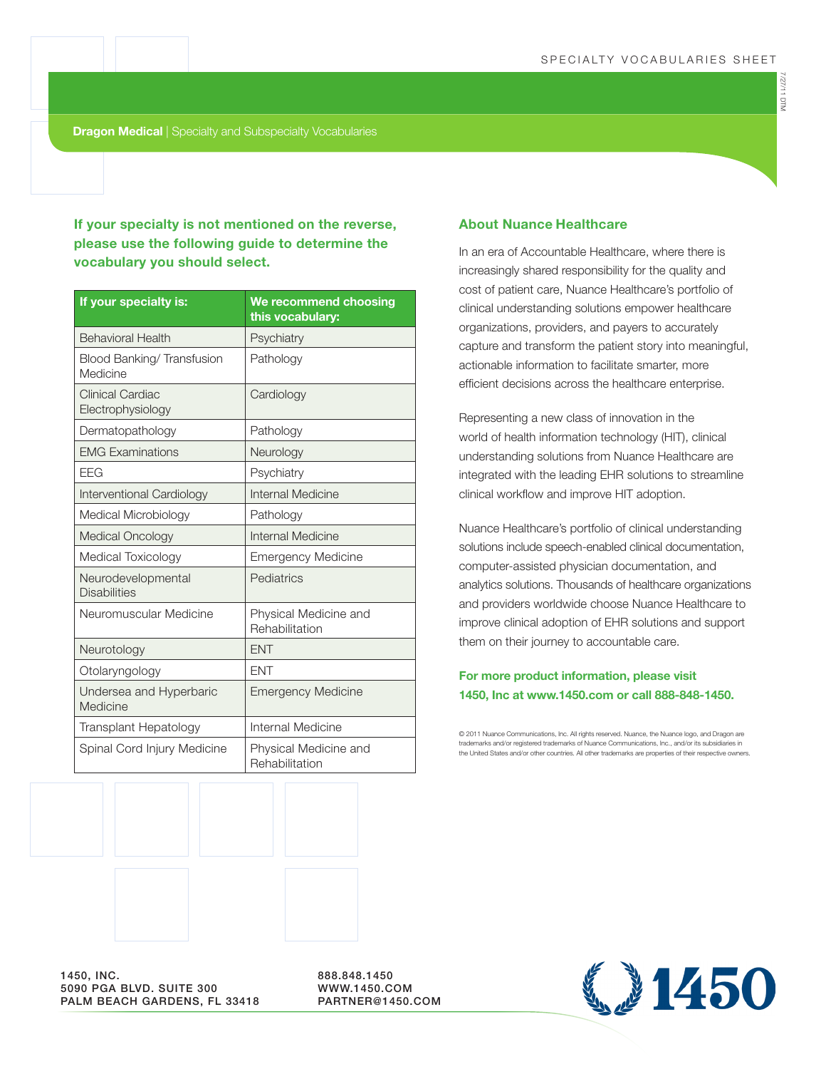**Dragon Medical** | Specialty and Subspecialty Vocabularies

### If your specialty is not mentioned on the reverse, please use the following guide to determine the vocabulary you should select.

| If your specialty is: | We recommend choosing this vocabulary: |
|---|---|
| Behavioral Health | Psychiatry |
| Blood Banking/ Transfusion Medicine | Pathology |
| Clinical Cardiac Electrophysiology | Cardiology |
| Dermatopathology | Pathology |
| EMG Examinations | Neurology |
| EEG | Psychiatry |
| Interventional Cardiology | Internal Medicine |
| Medical Microbiology | Pathology |
| Medical Oncology | Internal Medicine |
| Medical Toxicology | Emergency Medicine |
| Neurodevelopmental Disabilities | Pediatrics |
| Neuromuscular Medicine | Physical Medicine and Rehabilitation |
| Neurotology | ENT |
| Otolaryngology | ENT |
| Undersea and Hyperbaric Medicine | Emergency Medicine |
| Transplant Hepatology | Internal Medicine |
| Spinal Cord Injury Medicine | Physical Medicine and Rehabilitation |

## About Nuance Healthcare

In an era of Accountable Healthcare, where there is increasingly shared responsibility for the quality and cost of patient care, Nuance Healthcare's portfolio of clinical understanding solutions empower healthcare organizations, providers, and payers to accurately capture and transform the patient story into meaningful, actionable information to facilitate smarter, more efficient decisions across the healthcare enterprise.

Representing a new class of innovation in the world of health information technology (HIT), clinical understanding solutions from Nuance Healthcare are integrated with the leading EHR solutions to streamline clinical workflow and improve HIT adoption.

Nuance Healthcare's portfolio of clinical understanding solutions include speech-enabled clinical documentation, computer-assisted physician documentation, and analytics solutions. Thousands of healthcare organizations and providers worldwide choose Nuance Healthcare to improve clinical adoption of EHR solutions and support them on their journey to accountable care.

**For more product information, please visit 1450, Inc at www.1450.com or call 888-848-1450.**

© 2011 Nuance Communications, Inc. All rights reserved. Nuance, the Nuance logo, and Dragon are trademarks and/or registered trademarks of Nuance Communications, Inc., and/or its subsidiaries in the United States and/or other countries. All other trademarks are properties of their respective owners.

1450, INC.
5090 PGA BLVD. SUITE 300
PALM BEACH GARDENS, FL 33418

888.848.1450
WWW.1450.COM
PARTNER@1450.COM

1450